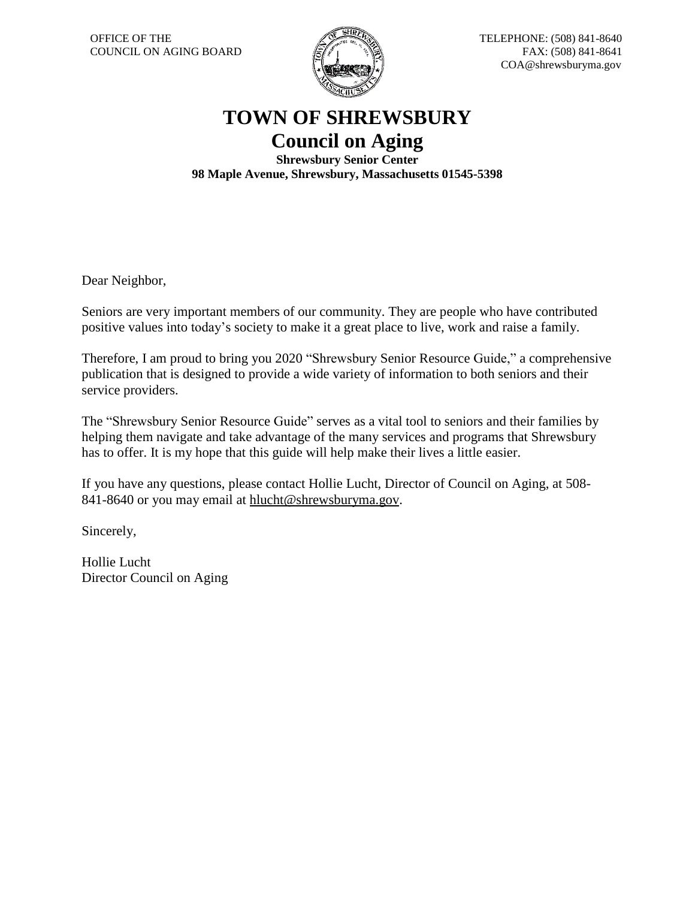OFFICE OF THE
COUNCIL ON AGING BOARD

TELEPHONE: (508) 841-8640
FAX: (508) 841-8641
COA@shrewsburyma.gov

# TOWN OF SHREWSBURY
## Council on Aging

**Shrewsbury Senior Center**
**98 Maple Avenue, Shrewsbury, Massachusetts 01545-5398**

Dear Neighbor,

Seniors are very important members of our community. They are people who have contributed positive values into today's society to make it a great place to live, work and raise a family.

Therefore, I am proud to bring you 2020 "Shrewsbury Senior Resource Guide," a comprehensive publication that is designed to provide a wide variety of information to both seniors and their service providers.

The "Shrewsbury Senior Resource Guide" serves as a vital tool to seniors and their families by helping them navigate and take advantage of the many services and programs that Shrewsbury has to offer. It is my hope that this guide will help make their lives a little easier.

If you have any questions, please contact Hollie Lucht, Director of Council on Aging, at 508-841-8640 or you may email at hlucht@shrewsburyma.gov.

Sincerely,

Hollie Lucht
Director Council on Aging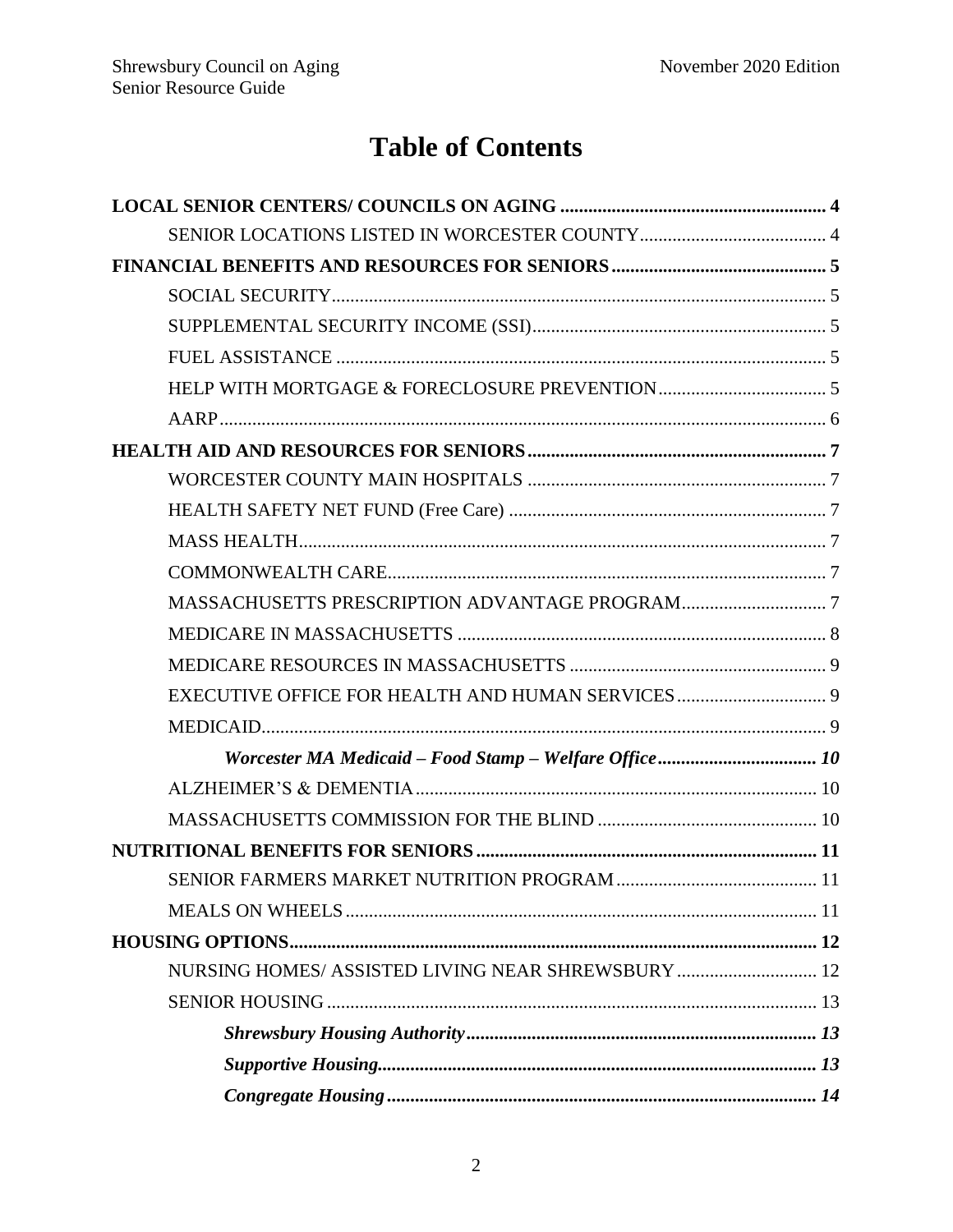# Table of Contents

**LOCAL SENIOR CENTERS/ COUNCILS ON AGING** ........................................................ 4

- SENIOR LOCATIONS LISTED IN WORCESTER COUNTY ........................................ 4

**FINANCIAL BENEFITS AND RESOURCES FOR SENIORS** ............................................. 5

- SOCIAL SECURITY ........................................................................................................ 5
- SUPPLEMENTAL SECURITY INCOME (SSI) ............................................................... 5
- FUEL ASSISTANCE ........................................................................................................ 5
- HELP WITH MORTGAGE & FORECLOSURE PREVENTION .................................... 5
- AARP ................................................................................................................................ 6

**HEALTH AID AND RESOURCES FOR SENIORS** ............................................................... 7

- WORCESTER COUNTY MAIN HOSPITALS ................................................................ 7
- HEALTH SAFETY NET FUND (Free Care) .................................................................... 7
- MASS HEALTH ................................................................................................................ 7
- COMMONWEALTH CARE ............................................................................................. 7
- MASSACHUSETTS PRESCRIPTION ADVANTAGE PROGRAM ............................... 7
- MEDICARE IN MASSACHUSETTS .............................................................................. 8
- MEDICARE RESOURCES IN MASSACHUSETTS ....................................................... 9
- EXECUTIVE OFFICE FOR HEALTH AND HUMAN SERVICES ................................ 9
- MEDICAID ........................................................................................................................ 9
  - ***Worcester MA Medicaid – Food Stamp – Welfare Office*** ................................. ***10***
- ALZHEIMER'S & DEMENTIA ...................................................................................... 10
- MASSACHUSETTS COMMISSION FOR THE BLIND ............................................... 10

**NUTRITIONAL BENEFITS FOR SENIORS** ....................................................................... 11

- SENIOR FARMERS MARKET NUTRITION PROGRAM ........................................... 11
- MEALS ON WHEELS .................................................................................................... 11

**HOUSING OPTIONS** ............................................................................................................. 12

- NURSING HOMES/ ASSISTED LIVING NEAR SHREWSBURY .............................. 12
- SENIOR HOUSING ......................................................................................................... 13
  - ***Shrewsbury Housing Authority*** ........................................................................... ***13***
  - ***Supportive Housing*** ............................................................................................. ***13***
  - ***Congregate Housing*** ........................................................................................... ***14***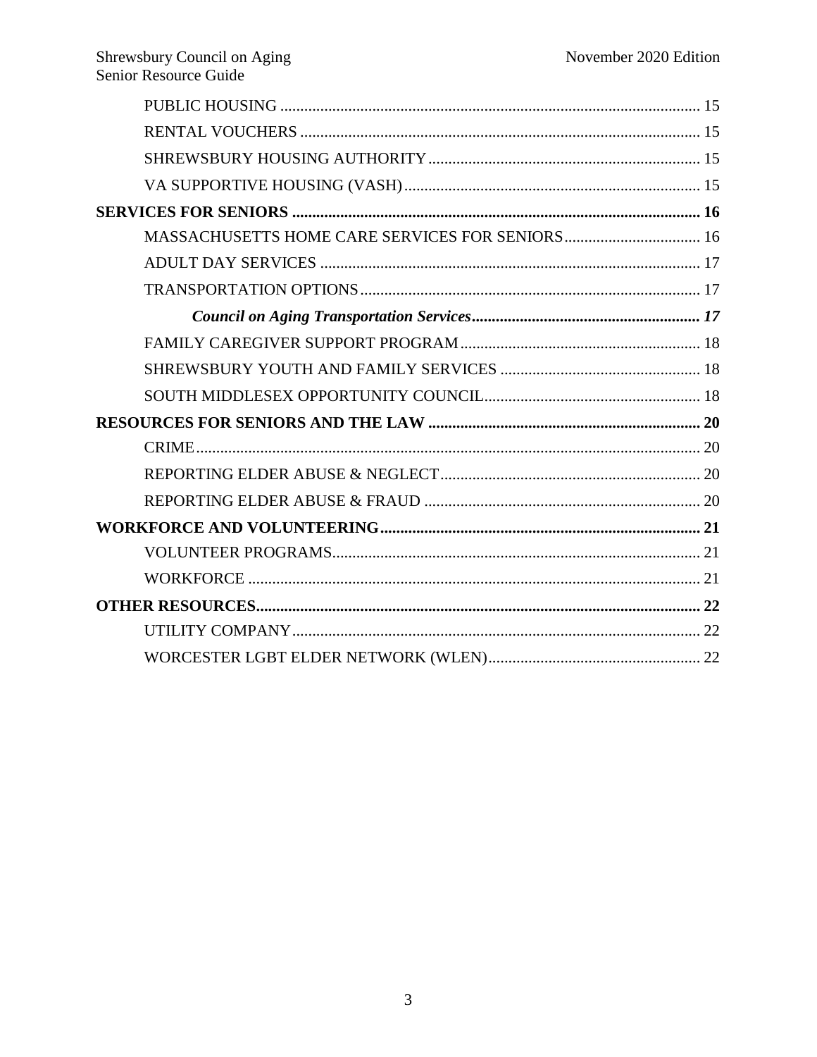PUBLIC HOUSING ........................................................................................................ 15

RENTAL VOUCHERS ................................................................................................... 15

SHREWSBURY HOUSING AUTHORITY ................................................................... 15

VA SUPPORTIVE HOUSING (VASH) ......................................................................... 15

**SERVICES FOR SENIORS ..................................................................................................... 16**

MASSACHUSETTS HOME CARE SERVICES FOR SENIORS .................................. 16

ADULT DAY SERVICES .............................................................................................. 17

TRANSPORTATION OPTIONS .................................................................................... 17

***Council on Aging Transportation Services ........................................................ 17***

FAMILY CAREGIVER SUPPORT PROGRAM ........................................................... 18

SHREWSBURY YOUTH AND FAMILY SERVICES .................................................. 18

SOUTH MIDDLESEX OPPORTUNITY COUNCIL ...................................................... 18

**RESOURCES FOR SENIORS AND THE LAW ................................................................... 20**

CRIME ............................................................................................................................ 20

REPORTING ELDER ABUSE & NEGLECT ................................................................ 20

REPORTING ELDER ABUSE & FRAUD .................................................................... 20

**WORKFORCE AND VOLUNTEERING ............................................................................... 21**

VOLUNTEER PROGRAMS ........................................................................................... 21

WORKFORCE ................................................................................................................ 21

**OTHER RESOURCES ............................................................................................................. 22**

UTILITY COMPANY ..................................................................................................... 22

WORCESTER LGBT ELDER NETWORK (WLEN) ..................................................... 22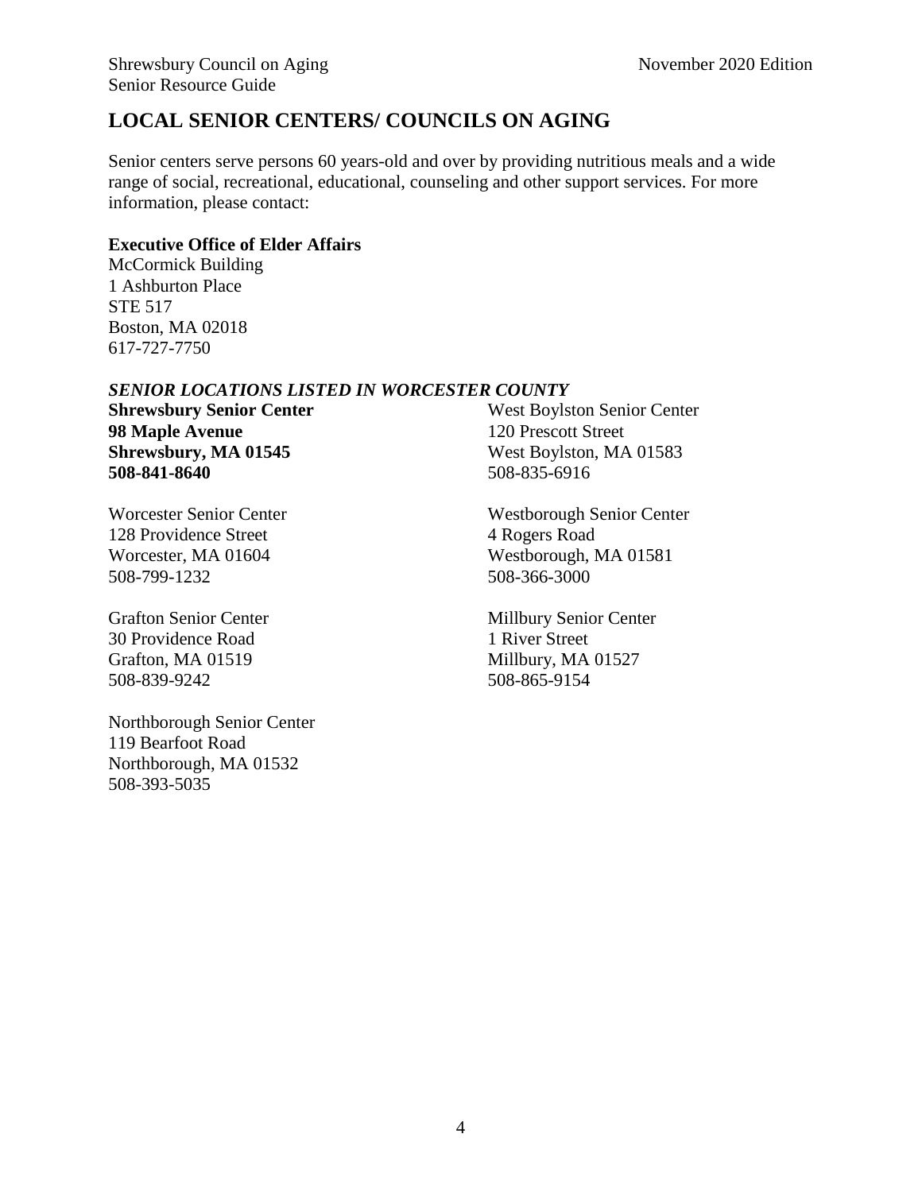## LOCAL SENIOR CENTERS/ COUNCILS ON AGING

Senior centers serve persons 60 years-old and over by providing nutritious meals and a wide range of social, recreational, educational, counseling and other support services. For more information, please contact:

**Executive Office of Elder Affairs**
McCormick Building
1 Ashburton Place
STE 517
Boston, MA 02018
617-727-7750

***SENIOR LOCATIONS LISTED IN WORCESTER COUNTY***

**Shrewsbury Senior Center**
**98 Maple Avenue**
**Shrewsbury, MA 01545**
**508-841-8640**

Worcester Senior Center
128 Providence Street
Worcester, MA 01604
508-799-1232

Grafton Senior Center
30 Providence Road
Grafton, MA 01519
508-839-9242

Northborough Senior Center
119 Bearfoot Road
Northborough, MA 01532
508-393-5035

West Boylston Senior Center
120 Prescott Street
West Boylston, MA 01583
508-835-6916

Westborough Senior Center
4 Rogers Road
Westborough, MA 01581
508-366-3000

Millbury Senior Center
1 River Street
Millbury, MA 01527
508-865-9154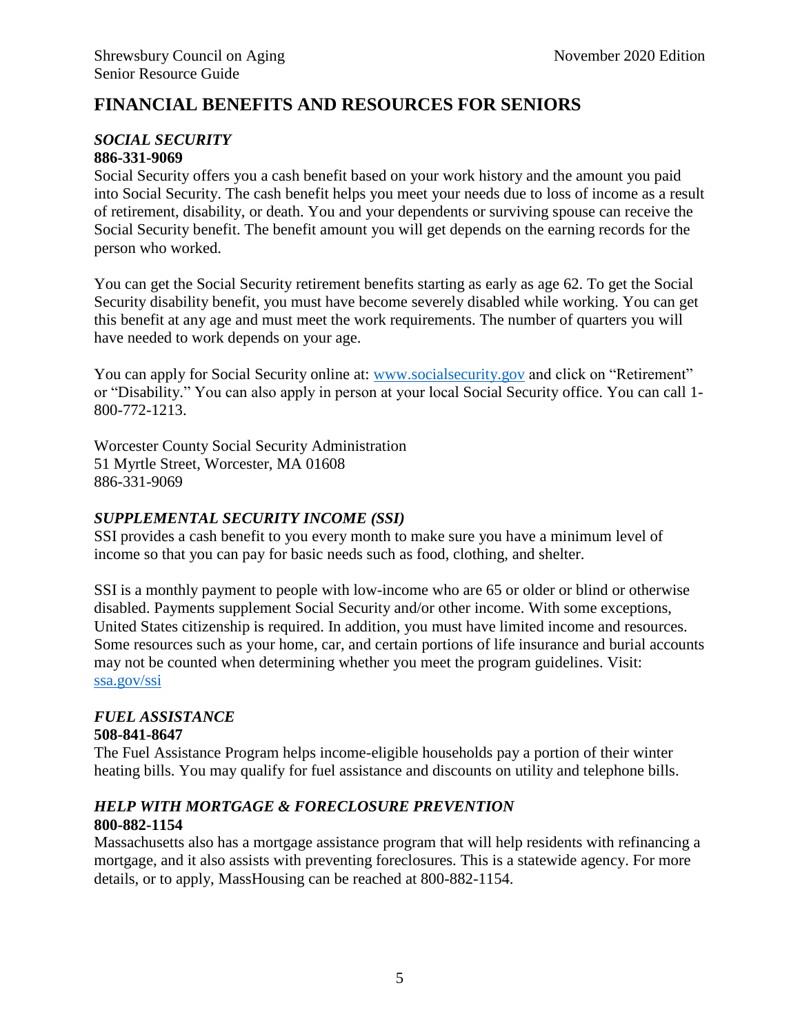# FINANCIAL BENEFITS AND RESOURCES FOR SENIORS

### *SOCIAL SECURITY*

**886-331-9069**

Social Security offers you a cash benefit based on your work history and the amount you paid into Social Security. The cash benefit helps you meet your needs due to loss of income as a result of retirement, disability, or death. You and your dependents or surviving spouse can receive the Social Security benefit. The benefit amount you will get depends on the earning records for the person who worked.

You can get the Social Security retirement benefits starting as early as age 62. To get the Social Security disability benefit, you must have become severely disabled while working. You can get this benefit at any age and must meet the work requirements. The number of quarters you will have needed to work depends on your age.

You can apply for Social Security online at: www.socialsecurity.gov and click on "Retirement" or "Disability." You can also apply in person at your local Social Security office. You can call 1-800-772-1213.

Worcester County Social Security Administration
51 Myrtle Street, Worcester, MA 01608
886-331-9069

### *SUPPLEMENTAL SECURITY INCOME (SSI)*

SSI provides a cash benefit to you every month to make sure you have a minimum level of income so that you can pay for basic needs such as food, clothing, and shelter.

SSI is a monthly payment to people with low-income who are 65 or older or blind or otherwise disabled. Payments supplement Social Security and/or other income. With some exceptions, United States citizenship is required. In addition, you must have limited income and resources. Some resources such as your home, car, and certain portions of life insurance and burial accounts may not be counted when determining whether you meet the program guidelines. Visit: ssa.gov/ssi

### *FUEL ASSISTANCE*

**508-841-8647**

The Fuel Assistance Program helps income-eligible households pay a portion of their winter heating bills. You may qualify for fuel assistance and discounts on utility and telephone bills.

### *HELP WITH MORTGAGE & FORECLOSURE PREVENTION*

**800-882-1154**

Massachusetts also has a mortgage assistance program that will help residents with refinancing a mortgage, and it also assists with preventing foreclosures. This is a statewide agency. For more details, or to apply, MassHousing can be reached at 800-882-1154.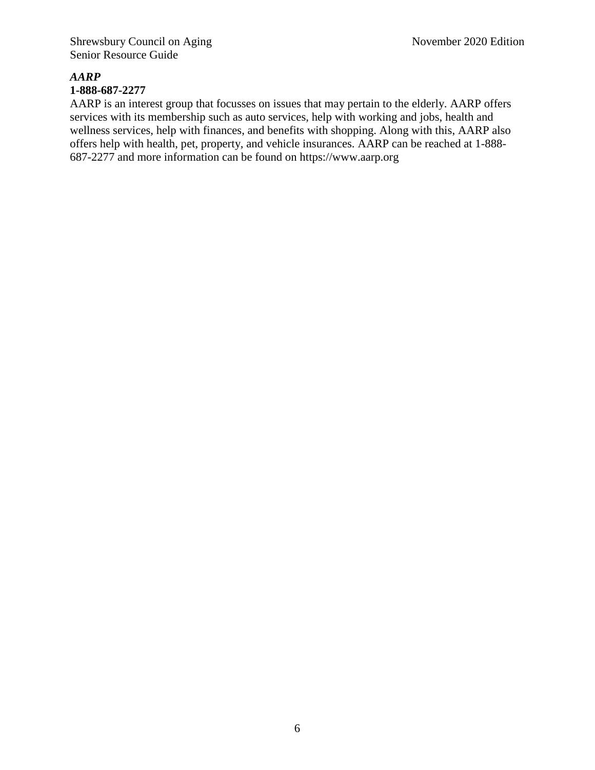***AARP***

**1-888-687-2277**

AARP is an interest group that focusses on issues that may pertain to the elderly. AARP offers services with its membership such as auto services, help with working and jobs, health and wellness services, help with finances, and benefits with shopping. Along with this, AARP also offers help with health, pet, property, and vehicle insurances. AARP can be reached at 1-888-687-2277 and more information can be found on https://www.aarp.org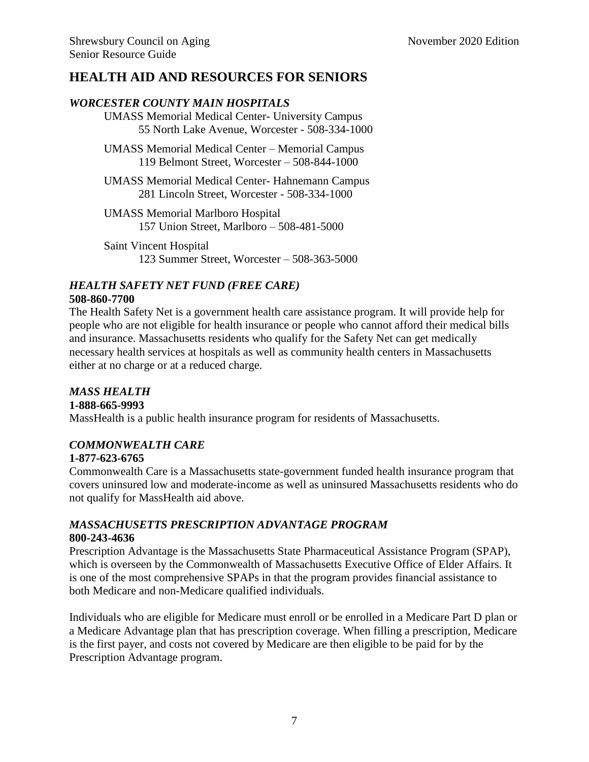# HEALTH AID AND RESOURCES FOR SENIORS

### *WORCESTER COUNTY MAIN HOSPITALS*

UMASS Memorial Medical Center- University Campus
55 North Lake Avenue, Worcester - 508-334-1000

UMASS Memorial Medical Center – Memorial Campus
119 Belmont Street, Worcester – 508-844-1000

UMASS Memorial Medical Center- Hahnemann Campus
281 Lincoln Street, Worcester - 508-334-1000

UMASS Memorial Marlboro Hospital
157 Union Street, Marlboro – 508-481-5000

Saint Vincent Hospital
123 Summer Street, Worcester – 508-363-5000

### *HEALTH SAFETY NET FUND (FREE CARE)*

**508-860-7700**

The Health Safety Net is a government health care assistance program. It will provide help for people who are not eligible for health insurance or people who cannot afford their medical bills and insurance. Massachusetts residents who qualify for the Safety Net can get medically necessary health services at hospitals as well as community health centers in Massachusetts either at no charge or at a reduced charge.

### *MASS HEALTH*

**1-888-665-9993**

MassHealth is a public health insurance program for residents of Massachusetts.

### *COMMONWEALTH CARE*

**1-877-623-6765**

Commonwealth Care is a Massachusetts state-government funded health insurance program that covers uninsured low and moderate-income as well as uninsured Massachusetts residents who do not qualify for MassHealth aid above.

### *MASSACHUSETTS PRESCRIPTION ADVANTAGE PROGRAM*

**800-243-4636**

Prescription Advantage is the Massachusetts State Pharmaceutical Assistance Program (SPAP), which is overseen by the Commonwealth of Massachusetts Executive Office of Elder Affairs. It is one of the most comprehensive SPAPs in that the program provides financial assistance to both Medicare and non-Medicare qualified individuals.

Individuals who are eligible for Medicare must enroll or be enrolled in a Medicare Part D plan or a Medicare Advantage plan that has prescription coverage. When filling a prescription, Medicare is the first payer, and costs not covered by Medicare are then eligible to be paid for by the Prescription Advantage program.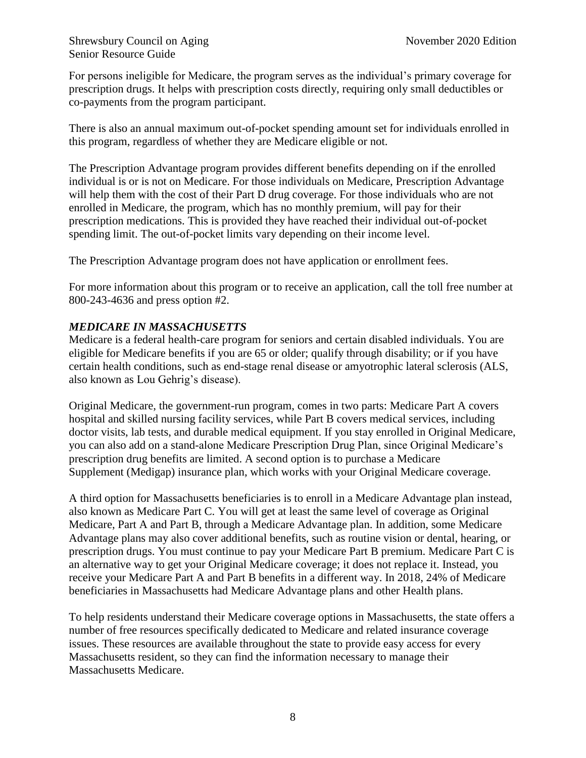For persons ineligible for Medicare, the program serves as the individual's primary coverage for prescription drugs. It helps with prescription costs directly, requiring only small deductibles or co-payments from the program participant.

There is also an annual maximum out-of-pocket spending amount set for individuals enrolled in this program, regardless of whether they are Medicare eligible or not.

The Prescription Advantage program provides different benefits depending on if the enrolled individual is or is not on Medicare. For those individuals on Medicare, Prescription Advantage will help them with the cost of their Part D drug coverage. For those individuals who are not enrolled in Medicare, the program, which has no monthly premium, will pay for their prescription medications. This is provided they have reached their individual out-of-pocket spending limit. The out-of-pocket limits vary depending on their income level.

The Prescription Advantage program does not have application or enrollment fees.

For more information about this program or to receive an application, call the toll free number at 800-243-4636 and press option #2.

### *MEDICARE IN MASSACHUSETTS*

Medicare is a federal health-care program for seniors and certain disabled individuals. You are eligible for Medicare benefits if you are 65 or older; qualify through disability; or if you have certain health conditions, such as end-stage renal disease or amyotrophic lateral sclerosis (ALS, also known as Lou Gehrig's disease).

Original Medicare, the government-run program, comes in two parts: Medicare Part A covers hospital and skilled nursing facility services, while Part B covers medical services, including doctor visits, lab tests, and durable medical equipment. If you stay enrolled in Original Medicare, you can also add on a stand-alone Medicare Prescription Drug Plan, since Original Medicare's prescription drug benefits are limited. A second option is to purchase a Medicare Supplement (Medigap) insurance plan, which works with your Original Medicare coverage.

A third option for Massachusetts beneficiaries is to enroll in a Medicare Advantage plan instead, also known as Medicare Part C. You will get at least the same level of coverage as Original Medicare, Part A and Part B, through a Medicare Advantage plan. In addition, some Medicare Advantage plans may also cover additional benefits, such as routine vision or dental, hearing, or prescription drugs. You must continue to pay your Medicare Part B premium. Medicare Part C is an alternative way to get your Original Medicare coverage; it does not replace it. Instead, you receive your Medicare Part A and Part B benefits in a different way. In 2018, 24% of Medicare beneficiaries in Massachusetts had Medicare Advantage plans and other Health plans.

To help residents understand their Medicare coverage options in Massachusetts, the state offers a number of free resources specifically dedicated to Medicare and related insurance coverage issues. These resources are available throughout the state to provide easy access for every Massachusetts resident, so they can find the information necessary to manage their Massachusetts Medicare.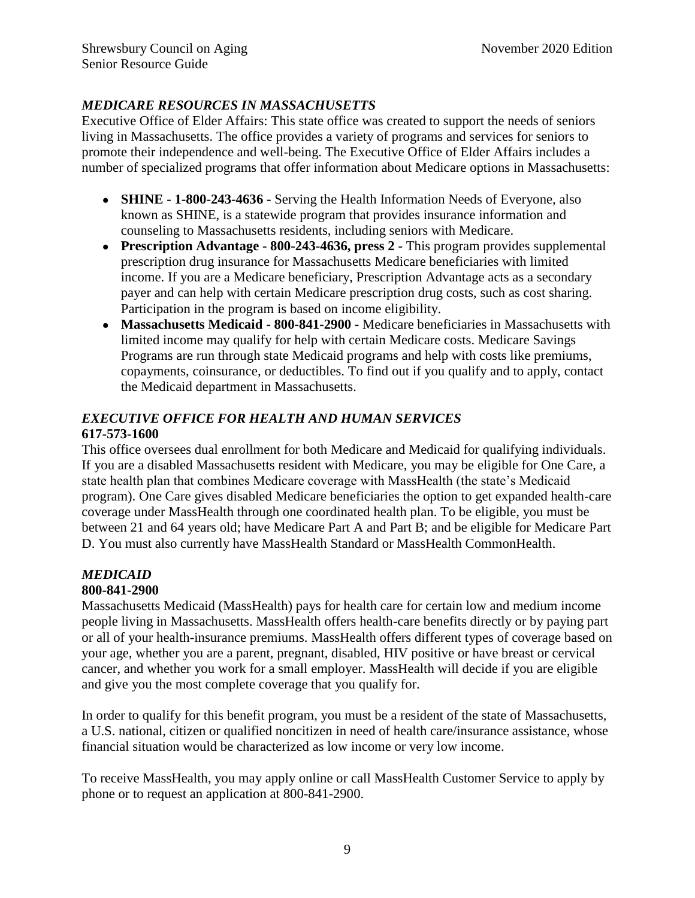## *MEDICARE RESOURCES IN MASSACHUSETTS*

Executive Office of Elder Affairs: This state office was created to support the needs of seniors living in Massachusetts. The office provides a variety of programs and services for seniors to promote their independence and well-being. The Executive Office of Elder Affairs includes a number of specialized programs that offer information about Medicare options in Massachusetts:

- **SHINE - 1-800-243-4636 -** Serving the Health Information Needs of Everyone, also known as SHINE, is a statewide program that provides insurance information and counseling to Massachusetts residents, including seniors with Medicare.
- **Prescription Advantage - 800-243-4636, press 2 -** This program provides supplemental prescription drug insurance for Massachusetts Medicare beneficiaries with limited income. If you are a Medicare beneficiary, Prescription Advantage acts as a secondary payer and can help with certain Medicare prescription drug costs, such as cost sharing. Participation in the program is based on income eligibility.
- **Massachusetts Medicaid - 800-841-2900 -** Medicare beneficiaries in Massachusetts with limited income may qualify for help with certain Medicare costs. Medicare Savings Programs are run through state Medicaid programs and help with costs like premiums, copayments, coinsurance, or deductibles. To find out if you qualify and to apply, contact the Medicaid department in Massachusetts.

## *EXECUTIVE OFFICE FOR HEALTH AND HUMAN SERVICES*

**617-573-1600**

This office oversees dual enrollment for both Medicare and Medicaid for qualifying individuals. If you are a disabled Massachusetts resident with Medicare, you may be eligible for One Care, a state health plan that combines Medicare coverage with MassHealth (the state's Medicaid program). One Care gives disabled Medicare beneficiaries the option to get expanded health-care coverage under MassHealth through one coordinated health plan. To be eligible, you must be between 21 and 64 years old; have Medicare Part A and Part B; and be eligible for Medicare Part D. You must also currently have MassHealth Standard or MassHealth CommonHealth.

## *MEDICAID*

**800-841-2900**

Massachusetts Medicaid (MassHealth) pays for health care for certain low and medium income people living in Massachusetts. MassHealth offers health-care benefits directly or by paying part or all of your health-insurance premiums. MassHealth offers different types of coverage based on your age, whether you are a parent, pregnant, disabled, HIV positive or have breast or cervical cancer, and whether you work for a small employer. MassHealth will decide if you are eligible and give you the most complete coverage that you qualify for.

In order to qualify for this benefit program, you must be a resident of the state of Massachusetts, a U.S. national, citizen or qualified noncitizen in need of health care/insurance assistance, whose financial situation would be characterized as low income or very low income.

To receive MassHealth, you may apply online or call MassHealth Customer Service to apply by phone or to request an application at 800-841-2900.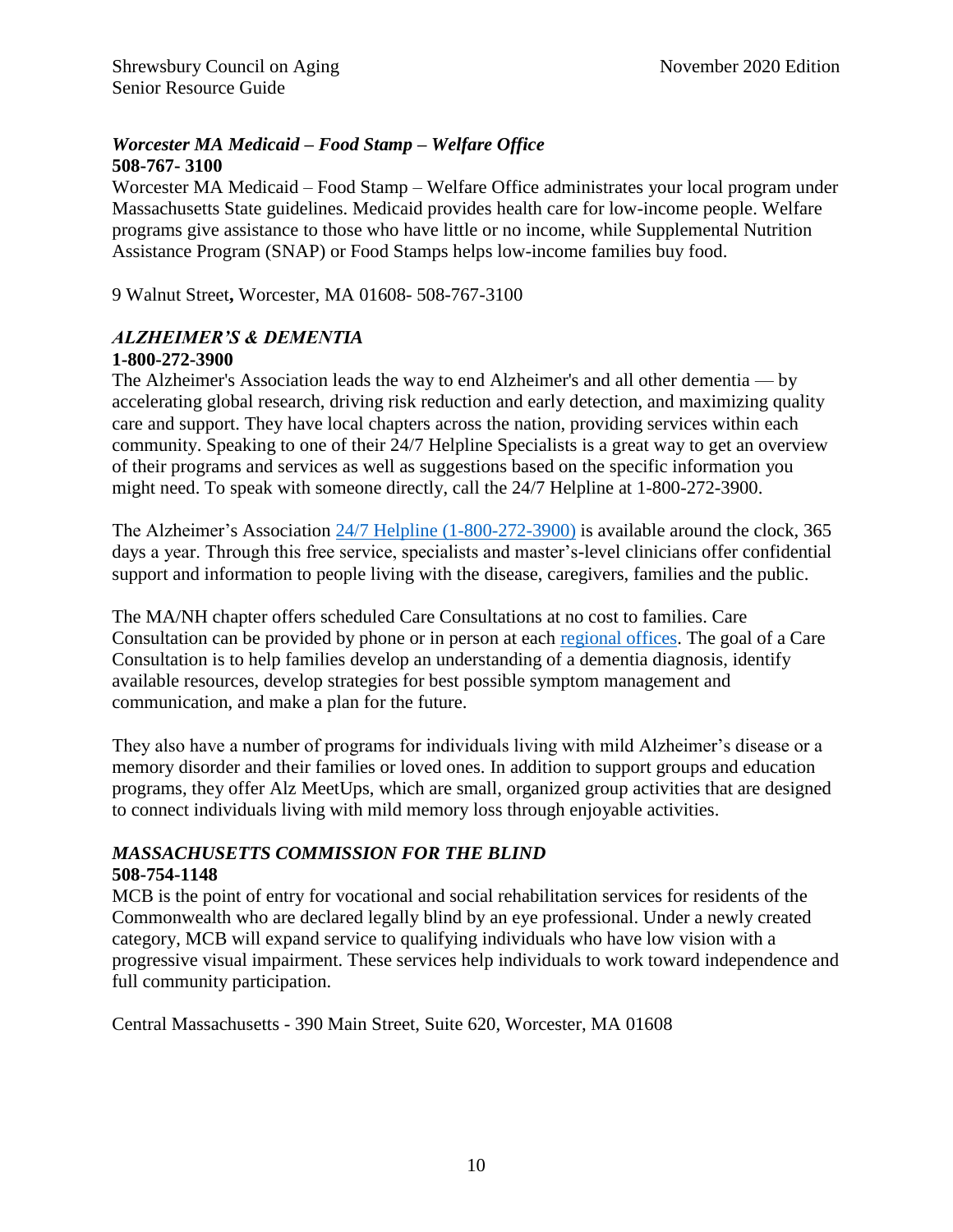### *Worcester MA Medicaid – Food Stamp – Welfare Office*

**508-767- 3100**

Worcester MA Medicaid – Food Stamp – Welfare Office administrates your local program under Massachusetts State guidelines. Medicaid provides health care for low-income people. Welfare programs give assistance to those who have little or no income, while Supplemental Nutrition Assistance Program (SNAP) or Food Stamps helps low-income families buy food.

9 Walnut Street**,** Worcester, MA 01608- 508-767-3100

### *ALZHEIMER'S & DEMENTIA*

**1-800-272-3900**

The Alzheimer's Association leads the way to end Alzheimer's and all other dementia — by accelerating global research, driving risk reduction and early detection, and maximizing quality care and support. They have local chapters across the nation, providing services within each community. Speaking to one of their 24/7 Helpline Specialists is a great way to get an overview of their programs and services as well as suggestions based on the specific information you might need. To speak with someone directly, call the 24/7 Helpline at 1-800-272-3900.

The Alzheimer's Association 24/7 Helpline (1-800-272-3900) is available around the clock, 365 days a year. Through this free service, specialists and master's-level clinicians offer confidential support and information to people living with the disease, caregivers, families and the public.

The MA/NH chapter offers scheduled Care Consultations at no cost to families. Care Consultation can be provided by phone or in person at each regional offices. The goal of a Care Consultation is to help families develop an understanding of a dementia diagnosis, identify available resources, develop strategies for best possible symptom management and communication, and make a plan for the future.

They also have a number of programs for individuals living with mild Alzheimer's disease or a memory disorder and their families or loved ones. In addition to support groups and education programs, they offer Alz MeetUps, which are small, organized group activities that are designed to connect individuals living with mild memory loss through enjoyable activities.

### *MASSACHUSETTS COMMISSION FOR THE BLIND*

**508-754-1148**

MCB is the point of entry for vocational and social rehabilitation services for residents of the Commonwealth who are declared legally blind by an eye professional. Under a newly created category, MCB will expand service to qualifying individuals who have low vision with a progressive visual impairment. These services help individuals to work toward independence and full community participation.

Central Massachusetts - 390 Main Street, Suite 620, Worcester, MA 01608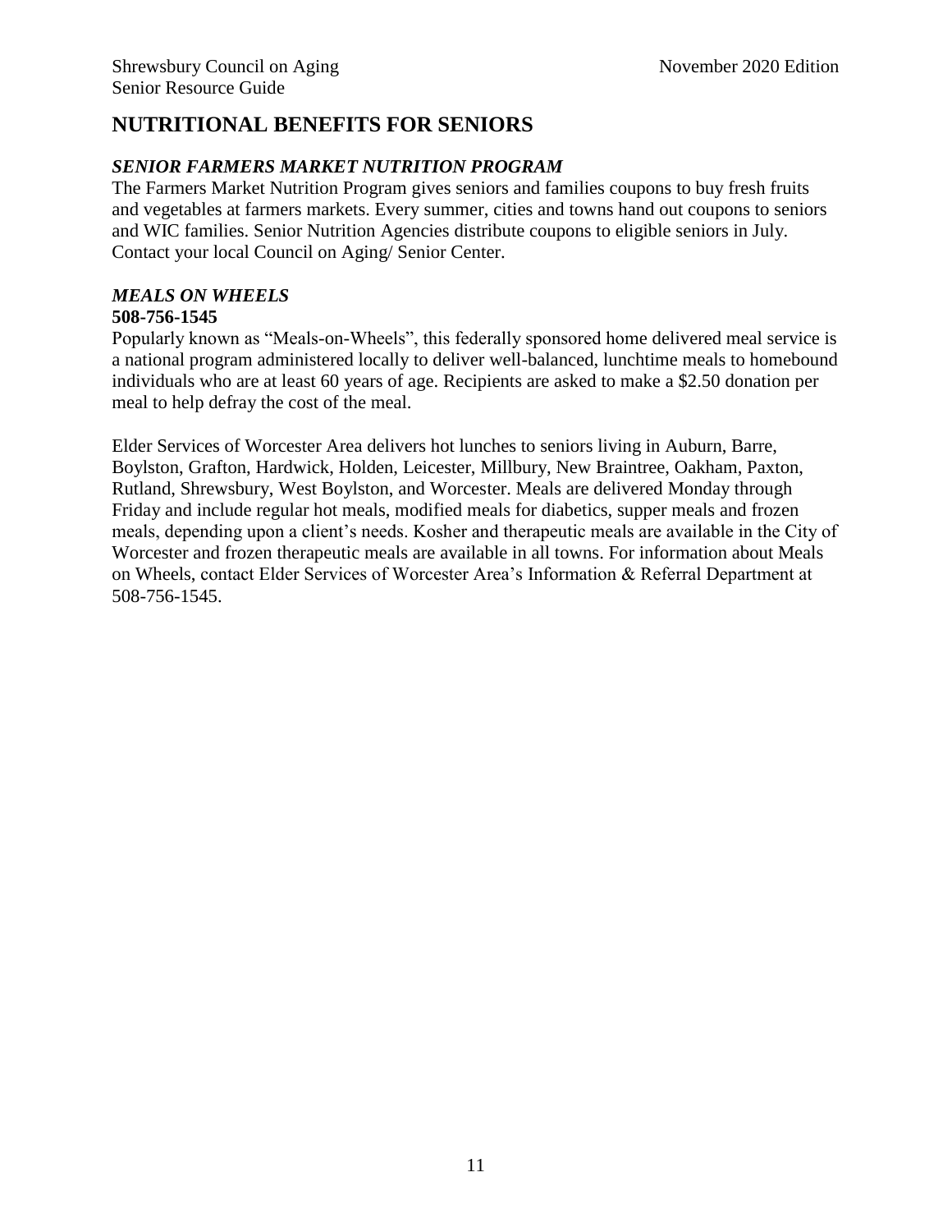## NUTRITIONAL BENEFITS FOR SENIORS

### *SENIOR FARMERS MARKET NUTRITION PROGRAM*

The Farmers Market Nutrition Program gives seniors and families coupons to buy fresh fruits and vegetables at farmers markets. Every summer, cities and towns hand out coupons to seniors and WIC families. Senior Nutrition Agencies distribute coupons to eligible seniors in July. Contact your local Council on Aging/ Senior Center.

### *MEALS ON WHEELS*

**508-756-1545**

Popularly known as "Meals-on-Wheels", this federally sponsored home delivered meal service is a national program administered locally to deliver well-balanced, lunchtime meals to homebound individuals who are at least 60 years of age. Recipients are asked to make a $2.50 donation per meal to help defray the cost of the meal.

Elder Services of Worcester Area delivers hot lunches to seniors living in Auburn, Barre, Boylston, Grafton, Hardwick, Holden, Leicester, Millbury, New Braintree, Oakham, Paxton, Rutland, Shrewsbury, West Boylston, and Worcester. Meals are delivered Monday through Friday and include regular hot meals, modified meals for diabetics, supper meals and frozen meals, depending upon a client's needs. Kosher and therapeutic meals are available in the City of Worcester and frozen therapeutic meals are available in all towns. For information about Meals on Wheels, contact Elder Services of Worcester Area's Information & Referral Department at 508-756-1545.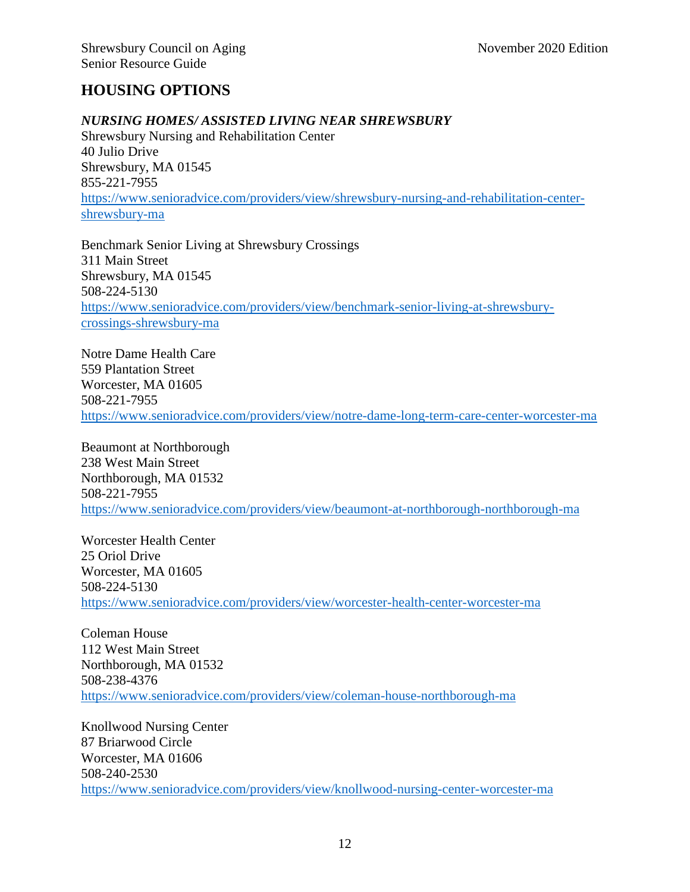## HOUSING OPTIONS

***NURSING HOMES/ ASSISTED LIVING NEAR SHREWSBURY***

Shrewsbury Nursing and Rehabilitation Center
40 Julio Drive
Shrewsbury, MA 01545
855-221-7955
https://www.senioradvice.com/providers/view/shrewsbury-nursing-and-rehabilitation-center-shrewsbury-ma

Benchmark Senior Living at Shrewsbury Crossings
311 Main Street
Shrewsbury, MA 01545
508-224-5130
https://www.senioradvice.com/providers/view/benchmark-senior-living-at-shrewsbury-crossings-shrewsbury-ma

Notre Dame Health Care
559 Plantation Street
Worcester, MA 01605
508-221-7955
https://www.senioradvice.com/providers/view/notre-dame-long-term-care-center-worcester-ma

Beaumont at Northborough
238 West Main Street
Northborough, MA 01532
508-221-7955
https://www.senioradvice.com/providers/view/beaumont-at-northborough-northborough-ma

Worcester Health Center
25 Oriol Drive
Worcester, MA 01605
508-224-5130
https://www.senioradvice.com/providers/view/worcester-health-center-worcester-ma

Coleman House
112 West Main Street
Northborough, MA 01532
508-238-4376
https://www.senioradvice.com/providers/view/coleman-house-northborough-ma

Knollwood Nursing Center
87 Briarwood Circle
Worcester, MA 01606
508-240-2530
https://www.senioradvice.com/providers/view/knollwood-nursing-center-worcester-ma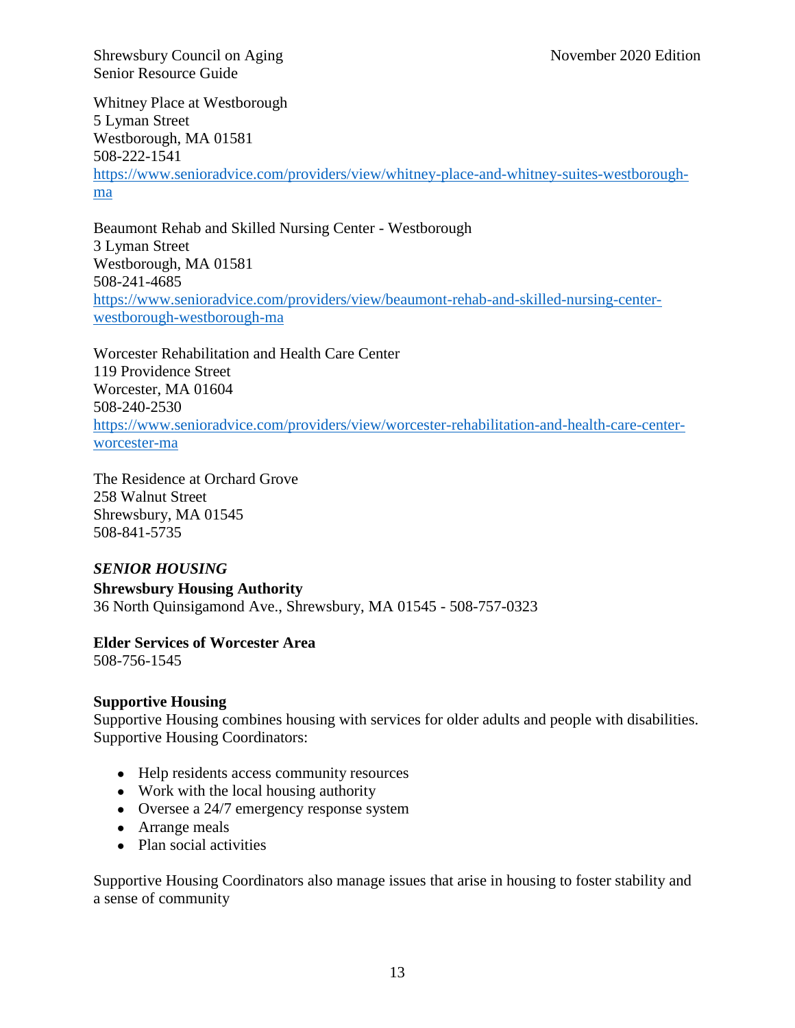Whitney Place at Westborough
5 Lyman Street
Westborough, MA 01581
508-222-1541
[https://www.senioradvice.com/providers/view/whitney-place-and-whitney-suites-westborough-ma](https://www.senioradvice.com/providers/view/whitney-place-and-whitney-suites-westborough-ma)

Beaumont Rehab and Skilled Nursing Center - Westborough
3 Lyman Street
Westborough, MA 01581
508-241-4685
[https://www.senioradvice.com/providers/view/beaumont-rehab-and-skilled-nursing-center-westborough-westborough-ma](https://www.senioradvice.com/providers/view/beaumont-rehab-and-skilled-nursing-center-westborough-westborough-ma)

Worcester Rehabilitation and Health Care Center
119 Providence Street
Worcester, MA 01604
508-240-2530
[https://www.senioradvice.com/providers/view/worcester-rehabilitation-and-health-care-center-worcester-ma](https://www.senioradvice.com/providers/view/worcester-rehabilitation-and-health-care-center-worcester-ma)

The Residence at Orchard Grove
258 Walnut Street
Shrewsbury, MA 01545
508-841-5735

## *SENIOR HOUSING*

**Shrewsbury Housing Authority**
36 North Quinsigamond Ave., Shrewsbury, MA 01545 - 508-757-0323

**Elder Services of Worcester Area**
508-756-1545

**Supportive Housing**
Supportive Housing combines housing with services for older adults and people with disabilities. Supportive Housing Coordinators:

- Help residents access community resources
- Work with the local housing authority
- Oversee a 24/7 emergency response system
- Arrange meals
- Plan social activities

Supportive Housing Coordinators also manage issues that arise in housing to foster stability and a sense of community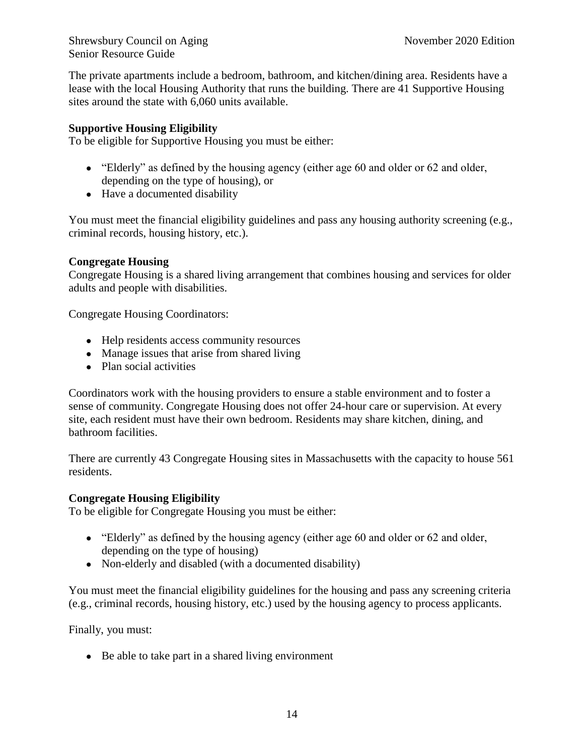The private apartments include a bedroom, bathroom, and kitchen/dining area. Residents have a lease with the local Housing Authority that runs the building. There are 41 Supportive Housing sites around the state with 6,060 units available.

**Supportive Housing Eligibility**
To be eligible for Supportive Housing you must be either:

- "Elderly" as defined by the housing agency (either age 60 and older or 62 and older, depending on the type of housing), or
- Have a documented disability

You must meet the financial eligibility guidelines and pass any housing authority screening (e.g., criminal records, housing history, etc.).

**Congregate Housing**
Congregate Housing is a shared living arrangement that combines housing and services for older adults and people with disabilities.

Congregate Housing Coordinators:

- Help residents access community resources
- Manage issues that arise from shared living
- Plan social activities

Coordinators work with the housing providers to ensure a stable environment and to foster a sense of community. Congregate Housing does not offer 24-hour care or supervision. At every site, each resident must have their own bedroom. Residents may share kitchen, dining, and bathroom facilities.

There are currently 43 Congregate Housing sites in Massachusetts with the capacity to house 561 residents.

**Congregate Housing Eligibility**
To be eligible for Congregate Housing you must be either:

- "Elderly" as defined by the housing agency (either age 60 and older or 62 and older, depending on the type of housing)
- Non-elderly and disabled (with a documented disability)

You must meet the financial eligibility guidelines for the housing and pass any screening criteria (e.g., criminal records, housing history, etc.) used by the housing agency to process applicants.

Finally, you must:

- Be able to take part in a shared living environment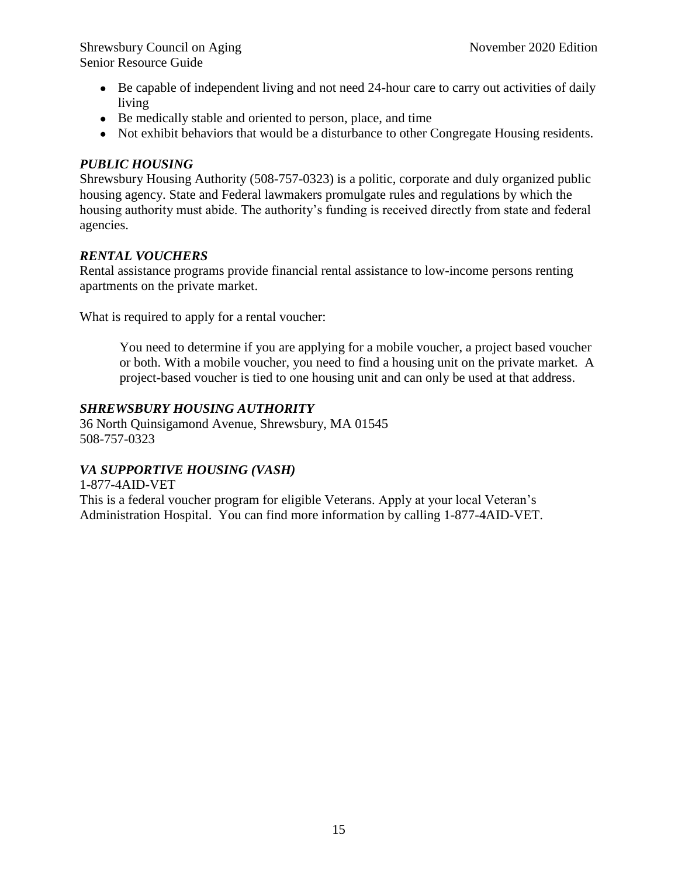- Be capable of independent living and not need 24-hour care to carry out activities of daily living
- Be medically stable and oriented to person, place, and time
- Not exhibit behaviors that would be a disturbance to other Congregate Housing residents.

### *PUBLIC HOUSING*

Shrewsbury Housing Authority (508-757-0323) is a politic, corporate and duly organized public housing agency. State and Federal lawmakers promulgate rules and regulations by which the housing authority must abide. The authority's funding is received directly from state and federal agencies.

### *RENTAL VOUCHERS*

Rental assistance programs provide financial rental assistance to low-income persons renting apartments on the private market.

What is required to apply for a rental voucher:

> You need to determine if you are applying for a mobile voucher, a project based voucher or both. With a mobile voucher, you need to find a housing unit on the private market. A project-based voucher is tied to one housing unit and can only be used at that address.

### *SHREWSBURY HOUSING AUTHORITY*

36 North Quinsigamond Avenue, Shrewsbury, MA 01545
508-757-0323

### *VA SUPPORTIVE HOUSING (VASH)*

1-877-4AID-VET
This is a federal voucher program for eligible Veterans. Apply at your local Veteran's Administration Hospital. You can find more information by calling 1-877-4AID-VET.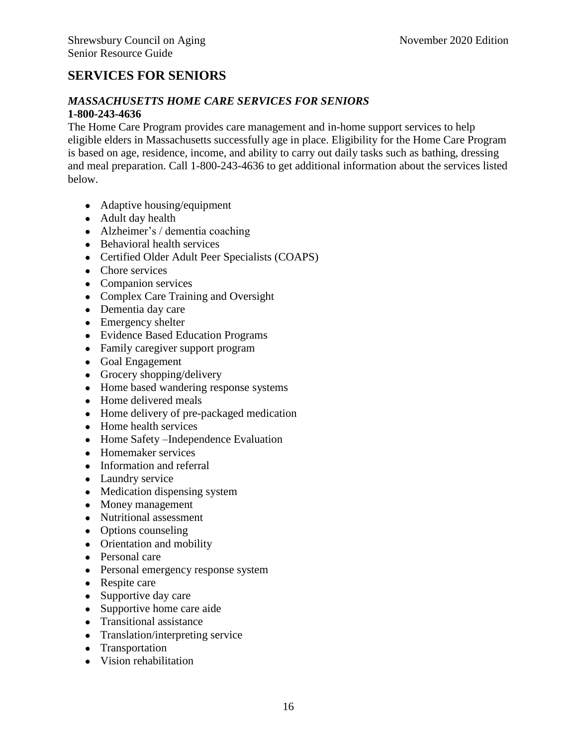# SERVICES FOR SENIORS

### *MASSACHUSETTS HOME CARE SERVICES FOR SENIORS*

**1-800-243-4636**

The Home Care Program provides care management and in-home support services to help eligible elders in Massachusetts successfully age in place. Eligibility for the Home Care Program is based on age, residence, income, and ability to carry out daily tasks such as bathing, dressing and meal preparation. Call 1-800-243-4636 to get additional information about the services listed below.

- Adaptive housing/equipment
- Adult day health
- Alzheimer's / dementia coaching
- Behavioral health services
- Certified Older Adult Peer Specialists (COAPS)
- Chore services
- Companion services
- Complex Care Training and Oversight
- Dementia day care
- Emergency shelter
- Evidence Based Education Programs
- Family caregiver support program
- Goal Engagement
- Grocery shopping/delivery
- Home based wandering response systems
- Home delivered meals
- Home delivery of pre-packaged medication
- Home health services
- Home Safety –Independence Evaluation
- Homemaker services
- Information and referral
- Laundry service
- Medication dispensing system
- Money management
- Nutritional assessment
- Options counseling
- Orientation and mobility
- Personal care
- Personal emergency response system
- Respite care
- Supportive day care
- Supportive home care aide
- Transitional assistance
- Translation/interpreting service
- Transportation
- Vision rehabilitation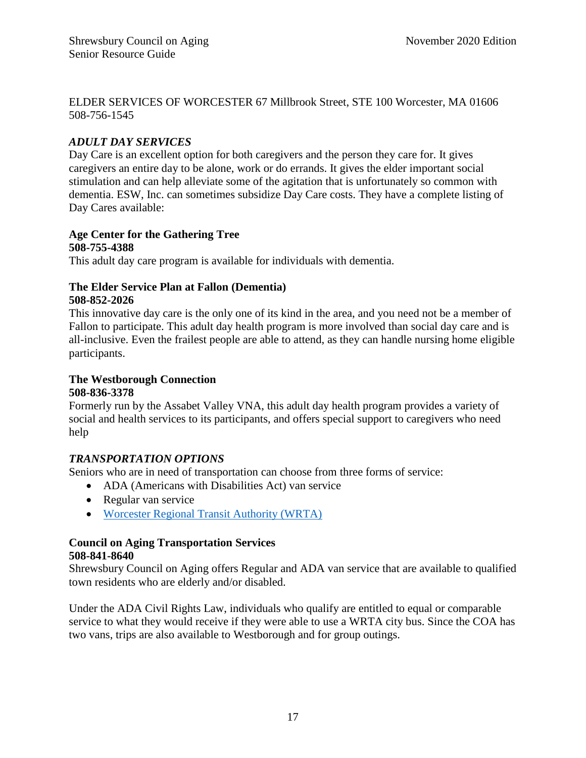ELDER SERVICES OF WORCESTER 67 Millbrook Street, STE 100 Worcester, MA 01606
508-756-1545

### *ADULT DAY SERVICES*

Day Care is an excellent option for both caregivers and the person they care for. It gives caregivers an entire day to be alone, work or do errands. It gives the elder important social stimulation and can help alleviate some of the agitation that is unfortunately so common with dementia. ESW, Inc. can sometimes subsidize Day Care costs. They have a complete listing of Day Cares available:

**Age Center for the Gathering Tree**
**508-755-4388**
This adult day care program is available for individuals with dementia.

**The Elder Service Plan at Fallon (Dementia)**
**508-852-2026**
This innovative day care is the only one of its kind in the area, and you need not be a member of Fallon to participate. This adult day health program is more involved than social day care and is all-inclusive. Even the frailest people are able to attend, as they can handle nursing home eligible participants.

**The Westborough Connection**
**508-836-3378**
Formerly run by the Assabet Valley VNA, this adult day health program provides a variety of social and health services to its participants, and offers special support to caregivers who need help

### *TRANSPORTATION OPTIONS*

Seniors who are in need of transportation can choose from three forms of service:

- ADA (Americans with Disabilities Act) van service
- Regular van service
- Worcester Regional Transit Authority (WRTA)

**Council on Aging Transportation Services**
**508-841-8640**
Shrewsbury Council on Aging offers Regular and ADA van service that are available to qualified town residents who are elderly and/or disabled.

Under the ADA Civil Rights Law, individuals who qualify are entitled to equal or comparable service to what they would receive if they were able to use a WRTA city bus. Since the COA has two vans, trips are also available to Westborough and for group outings.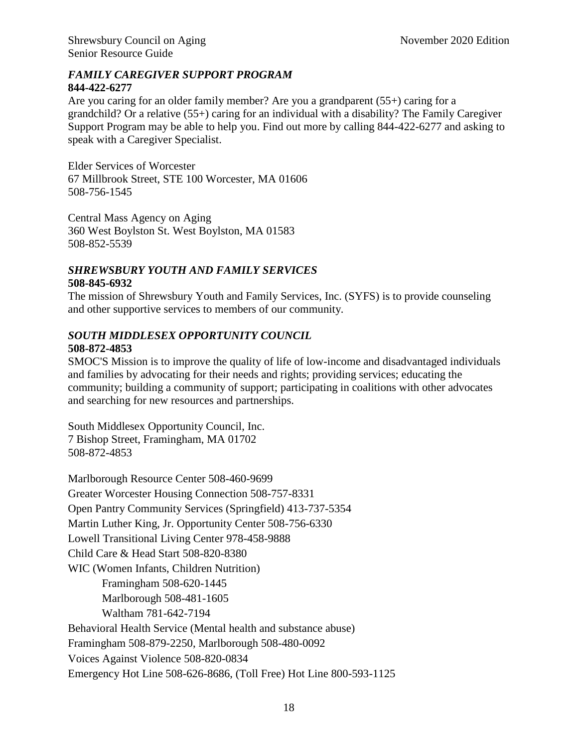### *FAMILY CAREGIVER SUPPORT PROGRAM*

**844-422-6277**

Are you caring for an older family member? Are you a grandparent (55+) caring for a grandchild? Or a relative (55+) caring for an individual with a disability? The Family Caregiver Support Program may be able to help you. Find out more by calling 844-422-6277 and asking to speak with a Caregiver Specialist.

Elder Services of Worcester
67 Millbrook Street, STE 100 Worcester, MA 01606
508-756-1545

Central Mass Agency on Aging
360 West Boylston St. West Boylston, MA 01583
508-852-5539

### *SHREWSBURY YOUTH AND FAMILY SERVICES*

**508-845-6932**

The mission of Shrewsbury Youth and Family Services, Inc. (SYFS) is to provide counseling and other supportive services to members of our community.

### *SOUTH MIDDLESEX OPPORTUNITY COUNCIL*

**508-872-4853**

SMOC'S Mission is to improve the quality of life of low-income and disadvantaged individuals and families by advocating for their needs and rights; providing services; educating the community; building a community of support; participating in coalitions with other advocates and searching for new resources and partnerships.

South Middlesex Opportunity Council, Inc.
7 Bishop Street, Framingham, MA 01702
508-872-4853

Marlborough Resource Center 508-460-9699
Greater Worcester Housing Connection 508-757-8331
Open Pantry Community Services (Springfield) 413-737-5354
Martin Luther King, Jr. Opportunity Center 508-756-6330
Lowell Transitional Living Center 978-458-9888
Child Care & Head Start 508-820-8380
WIC (Women Infants, Children Nutrition)
- Framingham 508-620-1445
- Marlborough 508-481-1605
- Waltham 781-642-7194

Behavioral Health Service (Mental health and substance abuse)
Framingham 508-879-2250, Marlborough 508-480-0092
Voices Against Violence 508-820-0834
Emergency Hot Line 508-626-8686, (Toll Free) Hot Line 800-593-1125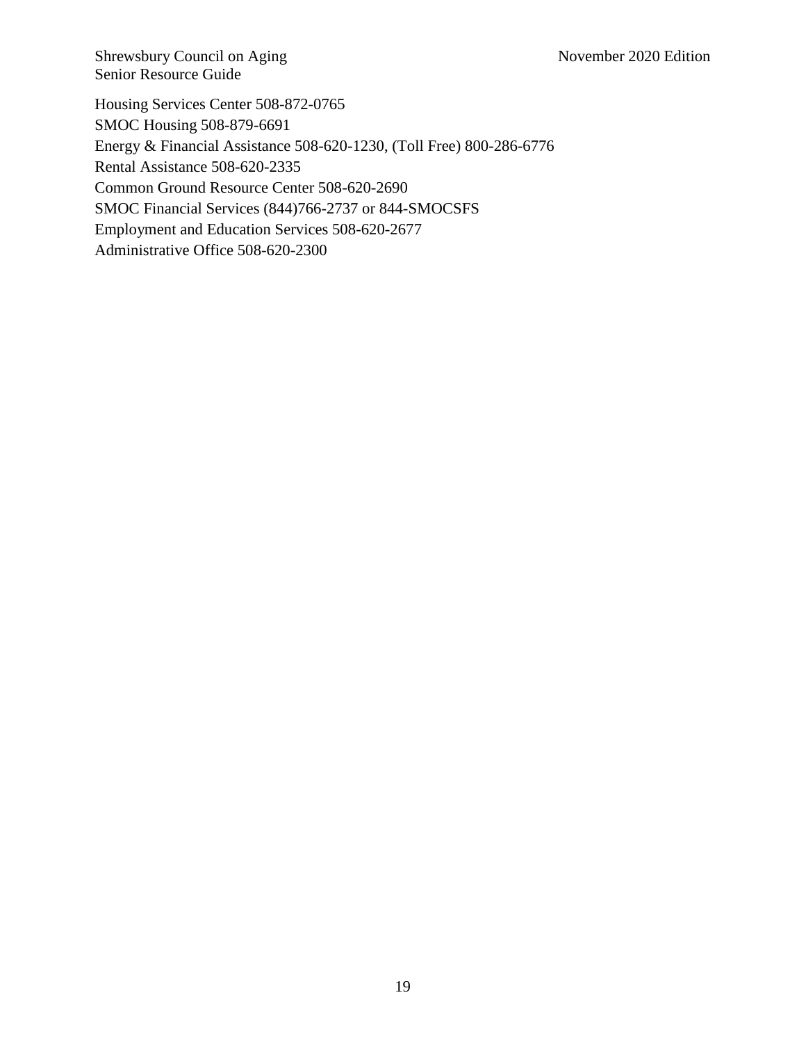Housing Services Center 508-872-0765
SMOC Housing 508-879-6691
Energy & Financial Assistance 508-620-1230, (Toll Free) 800-286-6776
Rental Assistance 508-620-2335
Common Ground Resource Center 508-620-2690
SMOC Financial Services (844)766-2737 or 844-SMOCSFS
Employment and Education Services 508-620-2677
Administrative Office 508-620-2300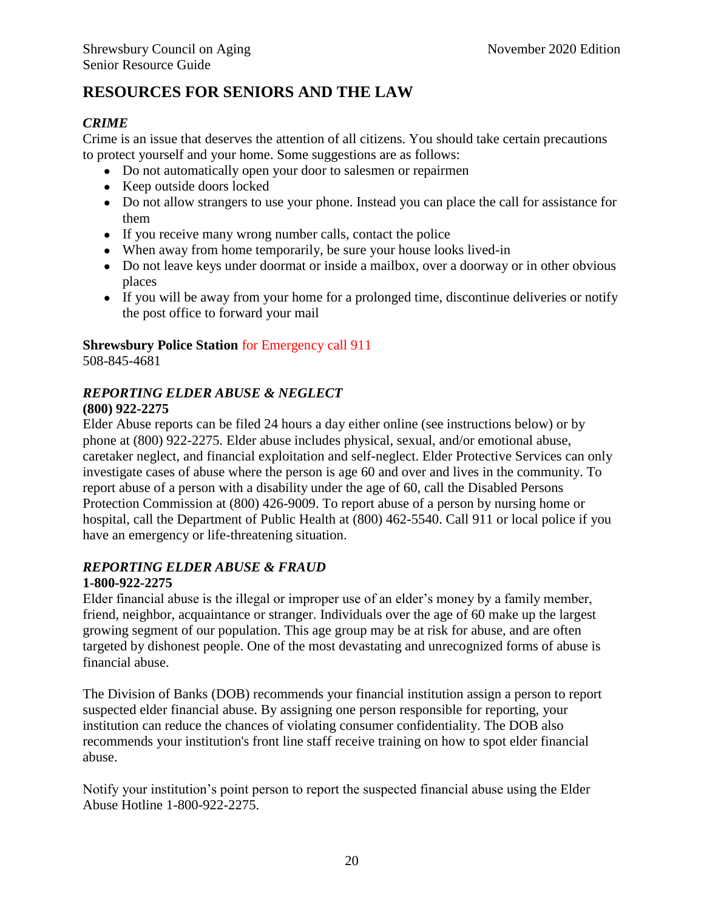# RESOURCES FOR SENIORS AND THE LAW

## *CRIME*

Crime is an issue that deserves the attention of all citizens. You should take certain precautions to protect yourself and your home. Some suggestions are as follows:

- Do not automatically open your door to salesmen or repairmen
- Keep outside doors locked
- Do not allow strangers to use your phone. Instead you can place the call for assistance for them
- If you receive many wrong number calls, contact the police
- When away from home temporarily, be sure your house looks lived-in
- Do not leave keys under doormat or inside a mailbox, over a doorway or in other obvious places
- If you will be away from your home for a prolonged time, discontinue deliveries or notify the post office to forward your mail

**Shrewsbury Police Station** for Emergency call 911
508-845-4681

## *REPORTING ELDER ABUSE & NEGLECT*

**(800) 922-2275**

Elder Abuse reports can be filed 24 hours a day either online (see instructions below) or by phone at (800) 922-2275. Elder abuse includes physical, sexual, and/or emotional abuse, caretaker neglect, and financial exploitation and self-neglect. Elder Protective Services can only investigate cases of abuse where the person is age 60 and over and lives in the community. To report abuse of a person with a disability under the age of 60, call the Disabled Persons Protection Commission at (800) 426-9009. To report abuse of a person by nursing home or hospital, call the Department of Public Health at (800) 462-5540. Call 911 or local police if you have an emergency or life-threatening situation.

## *REPORTING ELDER ABUSE & FRAUD*

**1-800-922-2275**

Elder financial abuse is the illegal or improper use of an elder's money by a family member, friend, neighbor, acquaintance or stranger. Individuals over the age of 60 make up the largest growing segment of our population. This age group may be at risk for abuse, and are often targeted by dishonest people. One of the most devastating and unrecognized forms of abuse is financial abuse.

The Division of Banks (DOB) recommends your financial institution assign a person to report suspected elder financial abuse. By assigning one person responsible for reporting, your institution can reduce the chances of violating consumer confidentiality. The DOB also recommends your institution's front line staff receive training on how to spot elder financial abuse.

Notify your institution's point person to report the suspected financial abuse using the Elder Abuse Hotline 1-800-922-2275.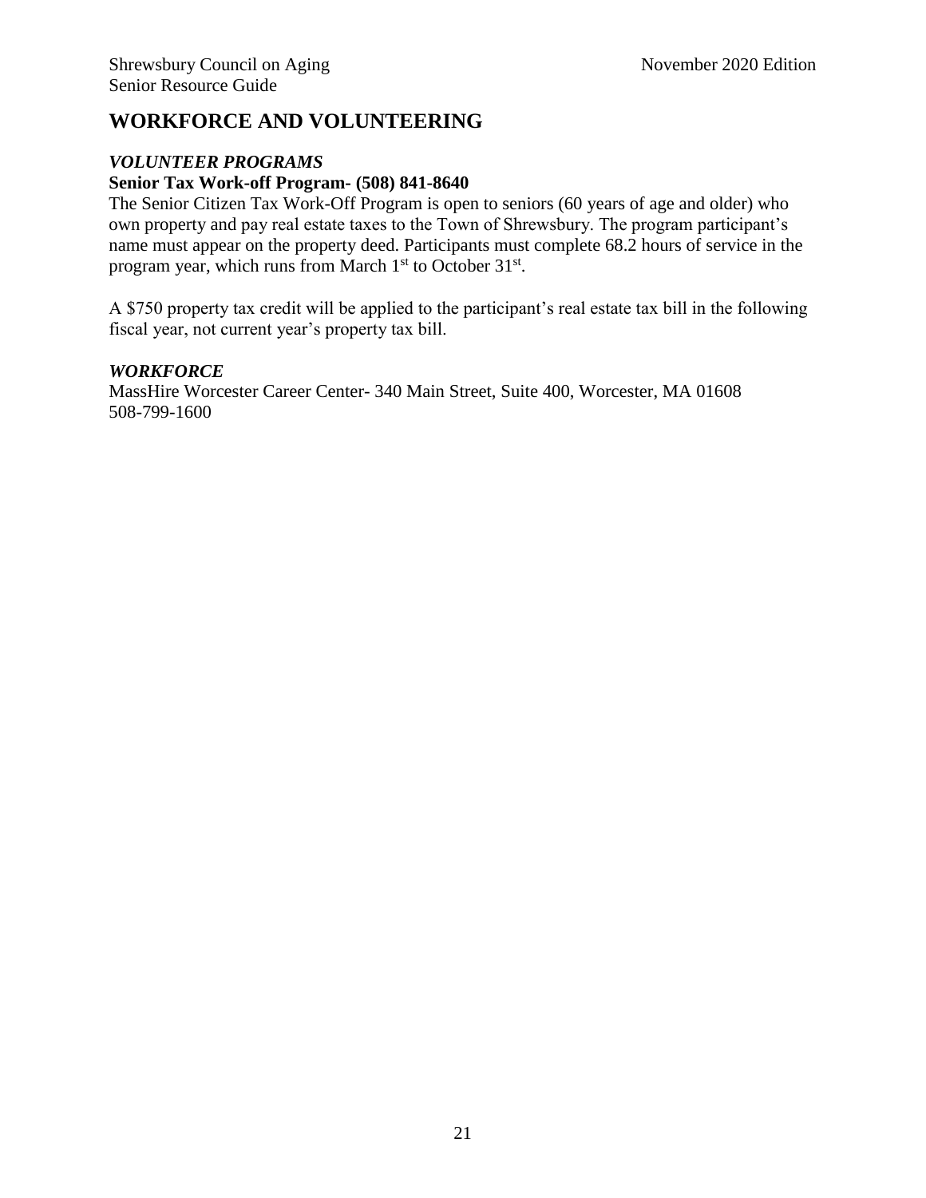# WORKFORCE AND VOLUNTEERING

### *VOLUNTEER PROGRAMS*

**Senior Tax Work-off Program- (508) 841-8640**

The Senior Citizen Tax Work-Off Program is open to seniors (60 years of age and older) who own property and pay real estate taxes to the Town of Shrewsbury. The program participant's name must appear on the property deed. Participants must complete 68.2 hours of service in the program year, which runs from March 1st to October 31st.

A $750 property tax credit will be applied to the participant's real estate tax bill in the following fiscal year, not current year's property tax bill.

### *WORKFORCE*

MassHire Worcester Career Center- 340 Main Street, Suite 400, Worcester, MA 01608
508-799-1600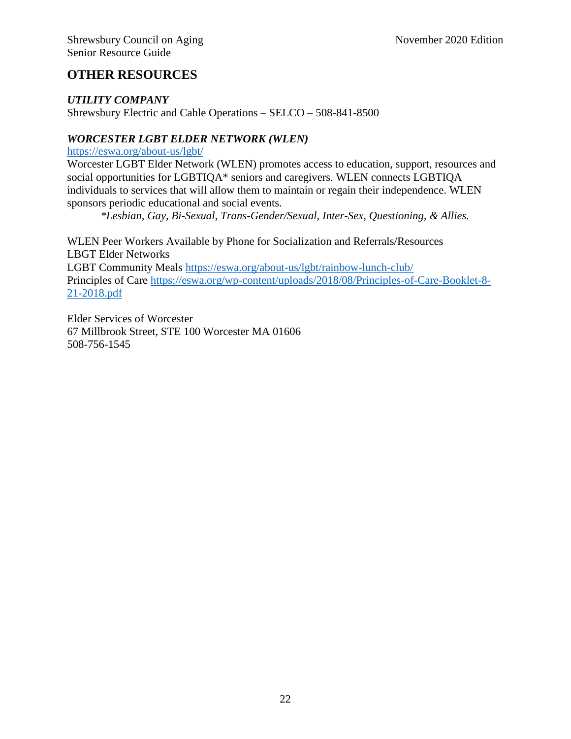## OTHER RESOURCES

### *UTILITY COMPANY*

Shrewsbury Electric and Cable Operations – SELCO – 508-841-8500

### *WORCESTER LGBT ELDER NETWORK (WLEN)*

https://eswa.org/about-us/lgbt/

Worcester LGBT Elder Network (WLEN) promotes access to education, support, resources and social opportunities for LGBTIQA* seniors and caregivers. WLEN connects LGBTIQA individuals to services that will allow them to maintain or regain their independence. WLEN sponsors periodic educational and social events.

*\*Lesbian, Gay, Bi-Sexual, Trans-Gender/Sexual, Inter-Sex, Questioning, & Allies.*

WLEN Peer Workers Available by Phone for Socialization and Referrals/Resources
LBGT Elder Networks
LGBT Community Meals https://eswa.org/about-us/lgbt/rainbow-lunch-club/
Principles of Care https://eswa.org/wp-content/uploads/2018/08/Principles-of-Care-Booklet-8-21-2018.pdf

Elder Services of Worcester
67 Millbrook Street, STE 100 Worcester MA 01606
508-756-1545